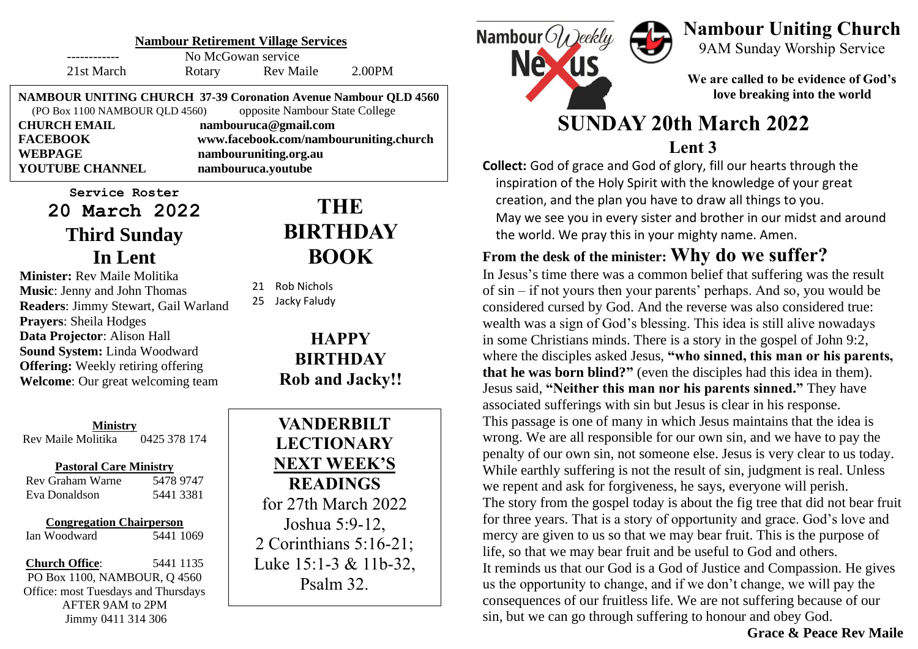# Nambour Uniting Church

9AM Sunday Worship Service

**We are called to be evidence of God's love breaking into the world**

Nambour Weekly Nexus

## SUNDAY 20th March 2022

### Lent 3

**Collect:** God of grace and God of glory, fill our hearts through the inspiration of the Holy Spirit with the knowledge of your great creation, and the plan you have to draw all things to you. May we see you in every sister and brother in our midst and around the world. We pray this in your mighty name. Amen.

### From the desk of the minister: Why do we suffer?

In Jesus's time there was a common belief that suffering was the result of sin – if not yours then your parents' perhaps. And so, you would be considered cursed by God. And the reverse was also considered true: wealth was a sign of God's blessing. This idea is still alive nowadays in some Christians minds. There is a story in the gospel of John 9:2, where the disciples asked Jesus, **"who sinned, this man or his parents, that he was born blind?"** (even the disciples had this idea in them). Jesus said, **"Neither this man nor his parents sinned."** They have associated sufferings with sin but Jesus is clear in his response.

This passage is one of many in which Jesus maintains that the idea is wrong. We are all responsible for our own sin, and we have to pay the penalty of our own sin, not someone else. Jesus is very clear to us today. While earthly suffering is not the result of sin, judgment is real. Unless we repent and ask for forgiveness, he says, everyone will perish.

The story from the gospel today is about the fig tree that did not bear fruit for three years. That is a story of opportunity and grace. God's love and mercy are given to us so that we may bear fruit. This is the purpose of life, so that we may bear fruit and be useful to God and others.

It reminds us that our God is a God of Justice and Compassion. He gives us the opportunity to change, and if we don't change, we will pay the consequences of our fruitless life. We are not suffering because of our sin, but we can go through suffering to honour and obey God.

**Grace & Peace Rev Maile**

---

**Nambour Retirement Village Services**

| | | | |
|---|---|---|---|
| ------------ | No McGowan service | | |
| 21st March | Rotary | Rev Maile | 2.00PM |

**NAMBOUR UNITING CHURCH 37-39 Coronation Avenue Nambour QLD 4560**
(PO Box 1100 NAMBOUR QLD 4560) opposite Nambour State College

| | |
|---|---|
| **CHURCH EMAIL** | **nambouruca@gmail.com** |
| **FACEBOOK** | **www.facebook.com/nambouruniting.church** |
| **WEBPAGE** | **nambouruniting.org.au** |
| **YOUTUBE CHANNEL** | **nambouruca.youtube** |

**Service Roster**

## 20 March 2022
## Third Sunday In Lent

**Minister:** Rev Maile Molitika
**Music**: Jenny and John Thomas
**Readers**: Jimmy Stewart, Gail Warland
**Prayers**: Sheila Hodges
**Data Projector**: Alison Hall
**Sound System:** Linda Woodward
**Offering:** Weekly retiring offering
**Welcome**: Our great welcoming team

## THE BIRTHDAY BOOK

21 Rob Nichols
25 Jacky Faludy

**HAPPY BIRTHDAY Rob and Jacky!!**

**Ministry**
Rev Maile Molitika 0425 378 174

**Pastoral Care Ministry**
Rev Graham Warne 5478 9747
Eva Donaldson 5441 3381

**Congregation Chairperson**
Ian Woodward 5441 1069

**Church Office**: 5441 1135
PO Box 1100, NAMBOUR, Q 4560
Office: most Tuesdays and Thursdays AFTER 9AM to 2PM
Jimmy 0411 314 306

**VANDERBILT LECTIONARY**
**NEXT WEEK'S READINGS**
for 27th March 2022
Joshua 5:9-12,
2 Corinthians 5:16-21;
Luke 15:1-3 & 11b-32,
Psalm 32.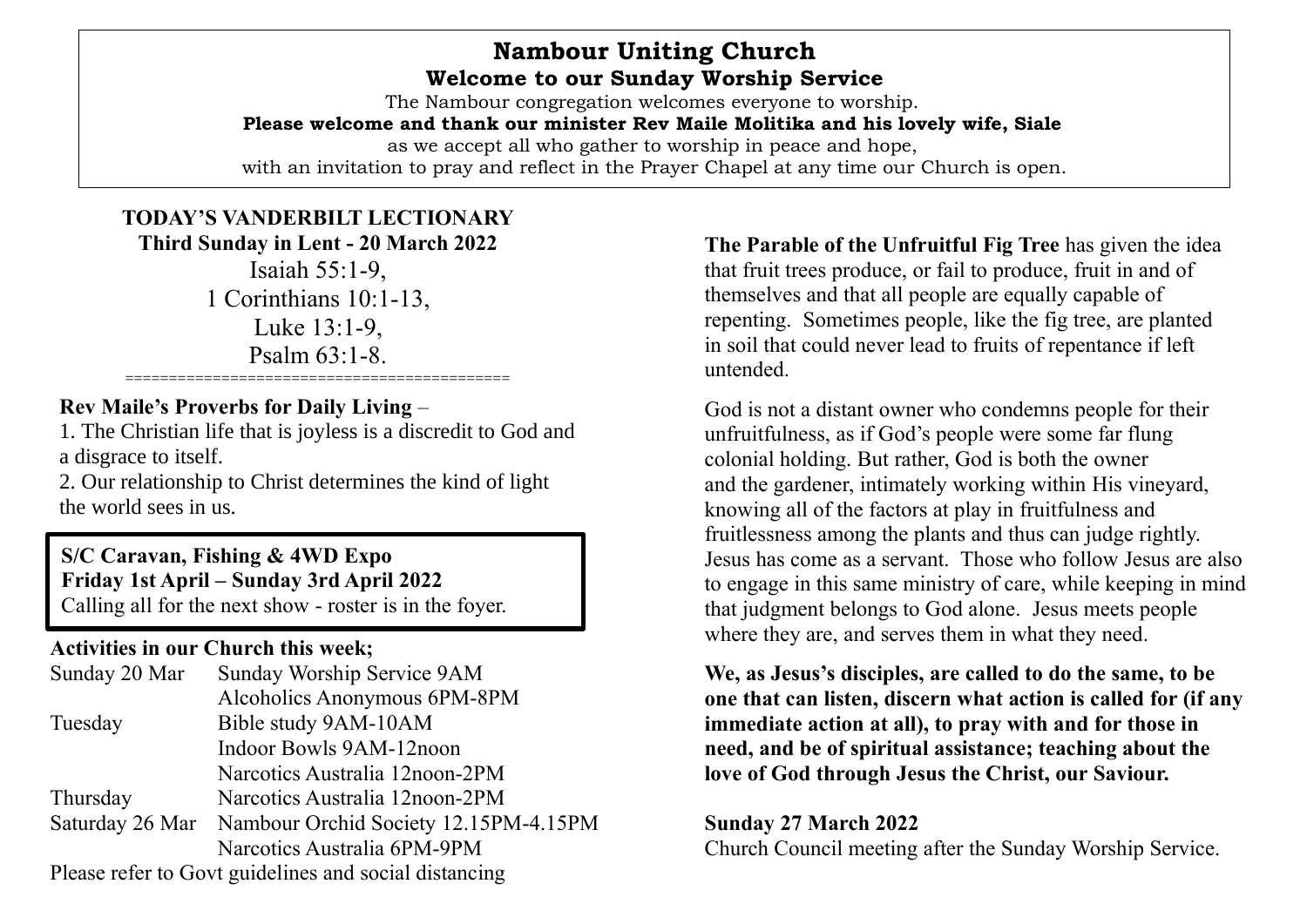# Nambour Uniting Church

## Welcome to our Sunday Worship Service

The Nambour congregation welcomes everyone to worship.

**Please welcome and thank our minister Rev Maile Molitika and his lovely wife, Siale**

as we accept all who gather to worship in peace and hope,

with an invitation to pray and reflect in the Prayer Chapel at any time our Church is open.

**TODAY'S VANDERBILT LECTIONARY**

**Third Sunday in Lent - 20 March 2022**

Isaiah 55:1-9,
1 Corinthians 10:1-13,
Luke 13:1-9,
Psalm 63:1-8.

===========================================

**Rev Maile's Proverbs for Daily Living** –

1. The Christian life that is joyless is a discredit to God and a disgrace to itself.
2. Our relationship to Christ determines the kind of light the world sees in us.

**S/C Caravan, Fishing & 4WD Expo**
**Friday 1st April – Sunday 3rd April 2022**
Calling all for the next show - roster is in the foyer.

**Activities in our Church this week;**

| | |
|---|---|
| Sunday 20 Mar | Sunday Worship Service 9AM |
| | Alcoholics Anonymous 6PM-8PM |
| Tuesday | Bible study 9AM-10AM |
| | Indoor Bowls 9AM-12noon |
| | Narcotics Australia 12noon-2PM |
| Thursday | Narcotics Australia 12noon-2PM |
| Saturday 26 Mar | Nambour Orchid Society 12.15PM-4.15PM |
| | Narcotics Australia 6PM-9PM |

Please refer to Govt guidelines and social distancing

**The Parable of the Unfruitful Fig Tree** has given the idea that fruit trees produce, or fail to produce, fruit in and of themselves and that all people are equally capable of repenting. Sometimes people, like the fig tree, are planted in soil that could never lead to fruits of repentance if left untended.

God is not a distant owner who condemns people for their unfruitfulness, as if God's people were some far flung colonial holding. But rather, God is both the owner and the gardener, intimately working within His vineyard, knowing all of the factors at play in fruitfulness and fruitlessness among the plants and thus can judge rightly. Jesus has come as a servant. Those who follow Jesus are also to engage in this same ministry of care, while keeping in mind that judgment belongs to God alone. Jesus meets people where they are, and serves them in what they need.

**We, as Jesus's disciples, are called to do the same, to be one that can listen, discern what action is called for (if any immediate action at all), to pray with and for those in need, and be of spiritual assistance; teaching about the love of God through Jesus the Christ, our Saviour.**

**Sunday 27 March 2022**

Church Council meeting after the Sunday Worship Service.